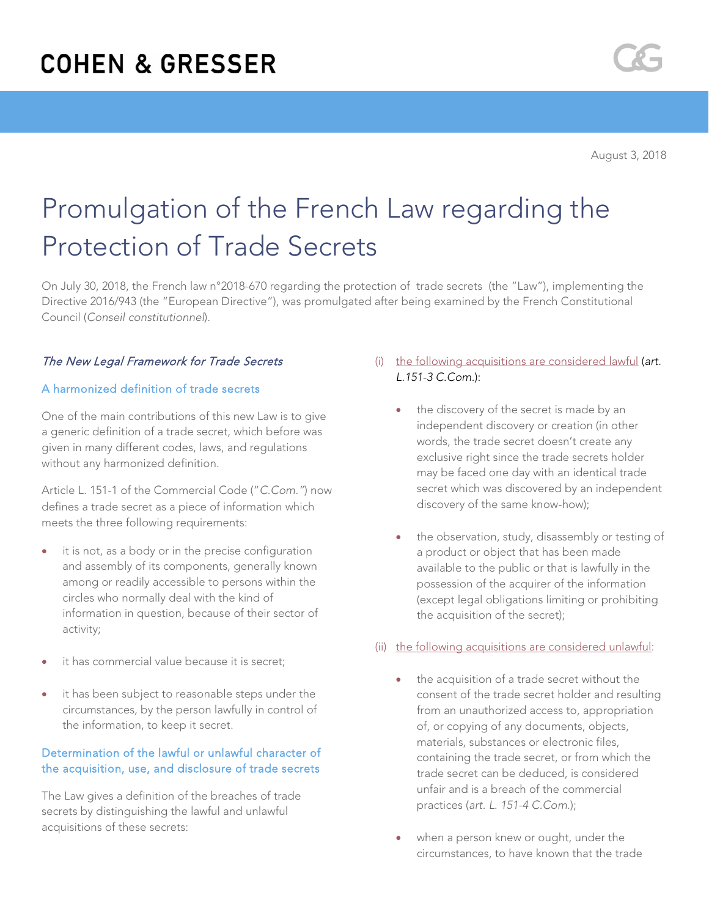# COHEN & GRESSER

August 3, 2018

# Promulgation of the French Law regarding the Protection of Trade Secrets

On July 30, 2018, the French law n°2018-670 regarding the protection of trade secrets (the "Law"), implementing the Directive 2016/943 (the "European Directive"), was promulgated after being examined by the French Constitutional Council (*Conseil constitutionnel*).

## *The New Legal Framework for Trade Secrets*

### A harmonized definition of trade secrets

One of the main contributions of this new Law is to give a generic definition of a trade secret, which before was given in many different codes, laws, and regulations without any harmonized definition.

Article L. 151-1 of the Commercial Code ("*C.Com.*") now defines a trade secret as a piece of information which meets the three following requirements:

- it is not, as a body or in the precise configuration and assembly of its components, generally known among or readily accessible to persons within the circles who normally deal with the kind of information in question, because of their sector of activity;
- it has commercial value because it is secret;
- it has been subject to reasonable steps under the circumstances, by the person lawfully in control of the information, to keep it secret.

### Determination of the lawful or unlawful character of the acquisition, use, and disclosure of trade secrets

The Law gives a definition of the breaches of trade secrets by distinguishing the lawful and unlawful acquisitions of these secrets:

(i) the following acquisitions are considered lawful (*art. L.151-3 C.Com.*):

- the discovery of the secret is made by an independent discovery or creation (in other words, the trade secret doesn't create any exclusive right since the trade secrets holder may be faced one day with an identical trade secret which was discovered by an independent discovery of the same know-how);
- the observation, study, disassembly or testing of a product or object that has been made available to the public or that is lawfully in the possession of the acquirer of the information (except legal obligations limiting or prohibiting the acquisition of the secret);

(ii) the following acquisitions are considered unlawful:

- the acquisition of a trade secret without the consent of the trade secret holder and resulting from an unauthorized access to, appropriation of, or copying of any documents, objects, materials, substances or electronic files, containing the trade secret, or from which the trade secret can be deduced, is considered unfair and is a breach of the commercial practices (*art. L. 151-4 C.Com.*);
- when a person knew or ought, under the circumstances, to have known that the trade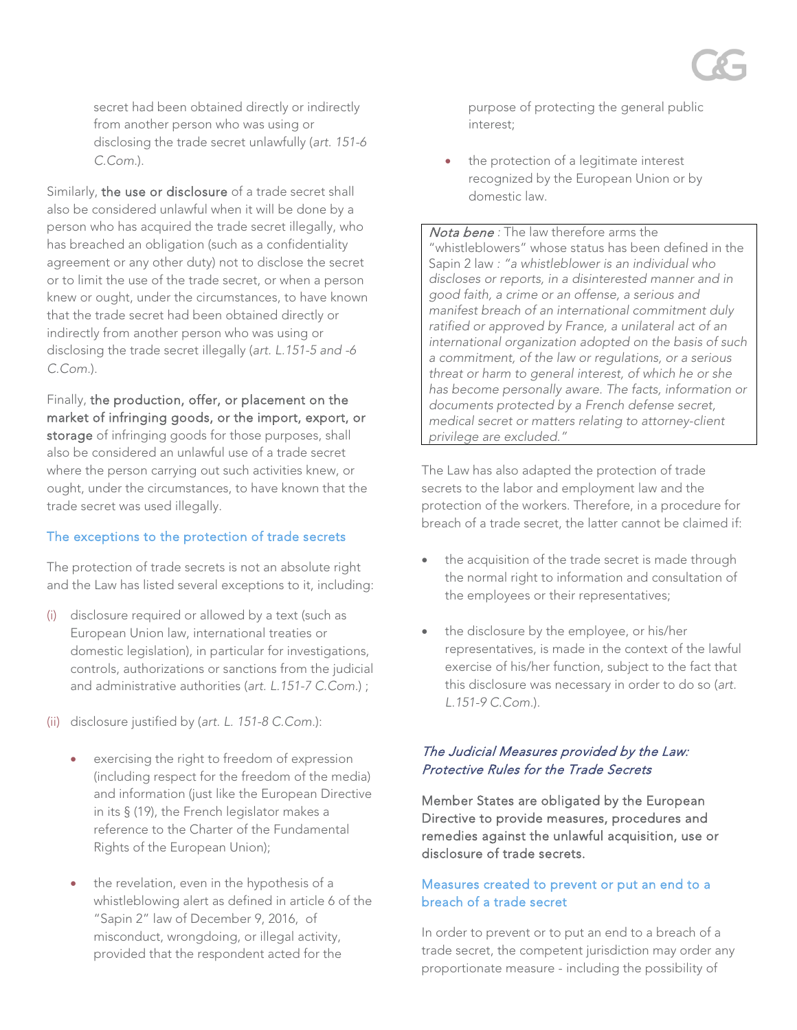secret had been obtained directly or indirectly from another person who was using or disclosing the trade secret unlawfully (*art. 151-6 C.Com.*).

Similarly, the use or disclosure of a trade secret shall also be considered unlawful when it will be done by a person who has acquired the trade secret illegally, who has breached an obligation (such as a confidentiality agreement or any other duty) not to disclose the secret or to limit the use of the trade secret, or when a person knew or ought, under the circumstances, to have known that the trade secret had been obtained directly or indirectly from another person who was using or disclosing the trade secret illegally (*art. L.151-5 and -6 C.Com.*).

Finally, the production, offer, or placement on the market of infringing goods, or the import, export, or storage of infringing goods for those purposes, shall also be considered an unlawful use of a trade secret where the person carrying out such activities knew, or ought, under the circumstances, to have known that the trade secret was used illegally.

### The exceptions to the protection of trade secrets

The protection of trade secrets is not an absolute right and the Law has listed several exceptions to it, including:

(i) disclosure required or allowed by a text (such as European Union law, international treaties or domestic legislation), in particular for investigations, controls, authorizations or sanctions from the judicial and administrative authorities (*art. L.151-7 C.Com.*) ;

(ii) disclosure justified by (*art. L. 151-8 C.Com.*):

- exercising the right to freedom of expression (including respect for the freedom of the media) and information (just like the European Directive in its § (19), the French legislator makes a reference to the Charter of the Fundamental Rights of the European Union);

- the revelation, even in the hypothesis of a whistleblowing alert as defined in article 6 of the "Sapin 2" law of December 9, 2016, of misconduct, wrongdoing, or illegal activity, provided that the respondent acted for the purpose of protecting the general public interest;

- the protection of a legitimate interest recognized by the European Union or by domestic law.

> *Nota bene* : The law therefore arms the "whistleblowers" whose status has been defined in the Sapin 2 law : "*a whistleblower is an individual who discloses or reports, in a disinterested manner and in good faith, a crime or an offense, a serious and manifest breach of an international commitment duly ratified or approved by France, a unilateral act of an international organization adopted on the basis of such a commitment, of the law or regulations, or a serious threat or harm to general interest, of which he or she has become personally aware. The facts, information or documents protected by a French defense secret, medical secret or matters relating to attorney-client privilege are excluded.*"

The Law has also adapted the protection of trade secrets to the labor and employment law and the protection of the workers. Therefore, in a procedure for breach of a trade secret, the latter cannot be claimed if:

- the acquisition of the trade secret is made through the normal right to information and consultation of the employees or their representatives;

- the disclosure by the employee, or his/her representatives, is made in the context of the lawful exercise of his/her function, subject to the fact that this disclosure was necessary in order to do so (*art. L.151-9 C.Com.*).

## *The Judicial Measures provided by the Law: Protective Rules for the Trade Secrets*

Member States are obligated by the European Directive to provide measures, procedures and remedies against the unlawful acquisition, use or disclosure of trade secrets.

### Measures created to prevent or put an end to a breach of a trade secret

In order to prevent or to put an end to a breach of a trade secret, the competent jurisdiction may order any proportionate measure - including the possibility of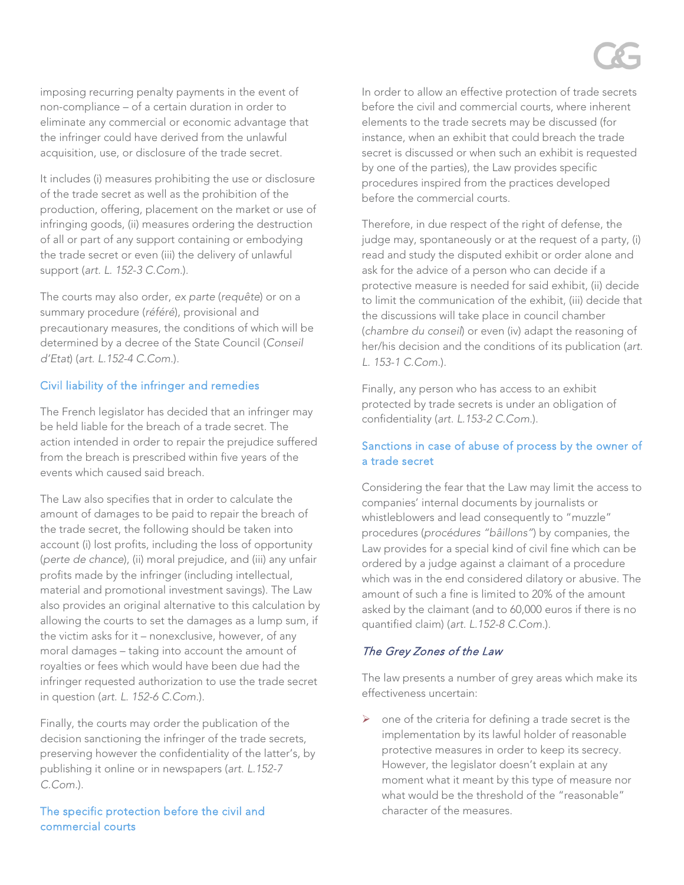imposing recurring penalty payments in the event of non-compliance – of a certain duration in order to eliminate any commercial or economic advantage that the infringer could have derived from the unlawful acquisition, use, or disclosure of the trade secret.

It includes (i) measures prohibiting the use or disclosure of the trade secret as well as the prohibition of the production, offering, placement on the market or use of infringing goods, (ii) measures ordering the destruction of all or part of any support containing or embodying the trade secret or even (iii) the delivery of unlawful support (*art. L. 152-3 C.Com.*).

The courts may also order, *ex parte* (*requête*) or on a summary procedure (*référé*), provisional and precautionary measures, the conditions of which will be determined by a decree of the State Council (*Conseil d'Etat*) (*art. L.152-4 C.Com.*).

### Civil liability of the infringer and remedies

The French legislator has decided that an infringer may be held liable for the breach of a trade secret. The action intended in order to repair the prejudice suffered from the breach is prescribed within five years of the events which caused said breach.

The Law also specifies that in order to calculate the amount of damages to be paid to repair the breach of the trade secret, the following should be taken into account (i) lost profits, including the loss of opportunity (*perte de chance*), (ii) moral prejudice, and (iii) any unfair profits made by the infringer (including intellectual, material and promotional investment savings). The Law also provides an original alternative to this calculation by allowing the courts to set the damages as a lump sum, if the victim asks for it – nonexclusive, however, of any moral damages – taking into account the amount of royalties or fees which would have been due had the infringer requested authorization to use the trade secret in question (*art. L. 152-6 C.Com.*).

Finally, the courts may order the publication of the decision sanctioning the infringer of the trade secrets, preserving however the confidentiality of the latter's, by publishing it online or in newspapers (*art. L.152-7 C.Com.*).

### The specific protection before the civil and commercial courts

In order to allow an effective protection of trade secrets before the civil and commercial courts, where inherent elements to the trade secrets may be discussed (for instance, when an exhibit that could breach the trade secret is discussed or when such an exhibit is requested by one of the parties), the Law provides specific procedures inspired from the practices developed before the commercial courts.

Therefore, in due respect of the right of defense, the judge may, spontaneously or at the request of a party, (i) read and study the disputed exhibit or order alone and ask for the advice of a person who can decide if a protective measure is needed for said exhibit, (ii) decide to limit the communication of the exhibit, (iii) decide that the discussions will take place in council chamber (*chambre du conseil*) or even (iv) adapt the reasoning of her/his decision and the conditions of its publication (*art. L. 153-1 C.Com.*).

Finally, any person who has access to an exhibit protected by trade secrets is under an obligation of confidentiality (*art. L.153-2 C.Com.*).

### Sanctions in case of abuse of process by the owner of a trade secret

Considering the fear that the Law may limit the access to companies' internal documents by journalists or whistleblowers and lead consequently to "muzzle" procedures (*procédures "bâillons"*) by companies, the Law provides for a special kind of civil fine which can be ordered by a judge against a claimant of a procedure which was in the end considered dilatory or abusive. The amount of such a fine is limited to 20% of the amount asked by the claimant (and to 60,000 euros if there is no quantified claim) (*art. L.152-8 C.Com.*).

### *The Grey Zones of the Law*

The law presents a number of grey areas which make its effectiveness uncertain:

- one of the criteria for defining a trade secret is the implementation by its lawful holder of reasonable protective measures in order to keep its secrecy. However, the legislator doesn't explain at any moment what it meant by this type of measure nor what would be the threshold of the "reasonable" character of the measures.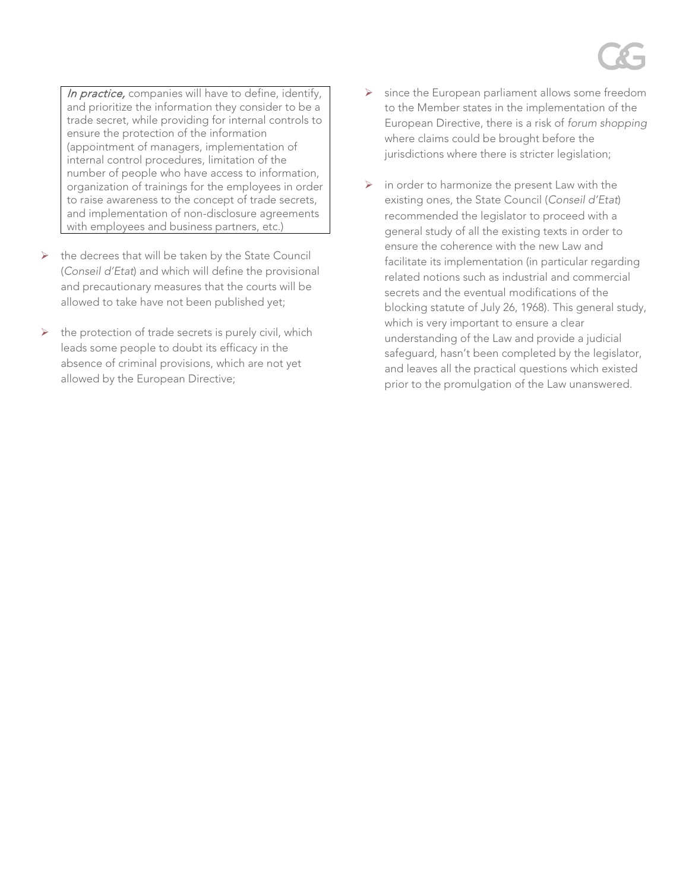> *In practice,* companies will have to define, identify, and prioritize the information they consider to be a trade secret, while providing for internal controls to ensure the protection of the information (appointment of managers, implementation of internal control procedures, limitation of the number of people who have access to information, organization of trainings for the employees in order to raise awareness to the concept of trade secrets, and implementation of non-disclosure agreements with employees and business partners, etc.)

- the decrees that will be taken by the State Council (*Conseil d'Etat*) and which will define the provisional and precautionary measures that the courts will be allowed to take have not been published yet;

- the protection of trade secrets is purely civil, which leads some people to doubt its efficacy in the absence of criminal provisions, which are not yet allowed by the European Directive;

- since the European parliament allows some freedom to the Member states in the implementation of the European Directive, there is a risk of *forum shopping* where claims could be brought before the jurisdictions where there is stricter legislation;

- in order to harmonize the present Law with the existing ones, the State Council (*Conseil d'Etat*) recommended the legislator to proceed with a general study of all the existing texts in order to ensure the coherence with the new Law and facilitate its implementation (in particular regarding related notions such as industrial and commercial secrets and the eventual modifications of the blocking statute of July 26, 1968). This general study, which is very important to ensure a clear understanding of the Law and provide a judicial safeguard, hasn't been completed by the legislator, and leaves all the practical questions which existed prior to the promulgation of the Law unanswered.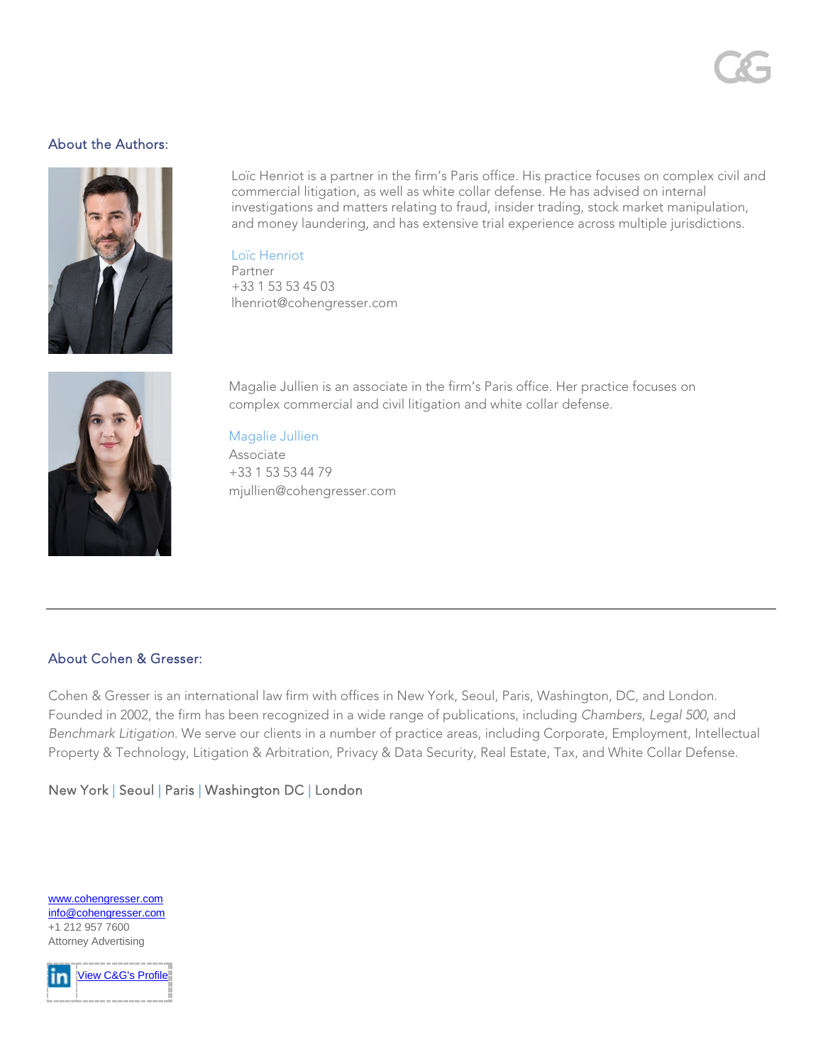## About the Authors:

Loïc Henriot is a partner in the firm's Paris office. His practice focuses on complex civil and commercial litigation, as well as white collar defense. He has advised on internal investigations and matters relating to fraud, insider trading, stock market manipulation, and money laundering, and has extensive trial experience across multiple jurisdictions.

Loïc Henriot
Partner
+33 1 53 53 45 03
lhenriot@cohengresser.com

Magalie Jullien is an associate in the firm's Paris office. Her practice focuses on complex commercial and civil litigation and white collar defense.

Magalie Jullien
Associate
+33 1 53 53 44 79
mjullien@cohengresser.com

---

## About Cohen & Gresser:

Cohen & Gresser is an international law firm with offices in New York, Seoul, Paris, Washington, DC, and London. Founded in 2002, the firm has been recognized in a wide range of publications, including *Chambers*, *Legal 500*, and *Benchmark Litigation*. We serve our clients in a number of practice areas, including Corporate, Employment, Intellectual Property & Technology, Litigation & Arbitration, Privacy & Data Security, Real Estate, Tax, and White Collar Defense.

New York | Seoul | Paris | Washington DC | London

www.cohengresser.com
info@cohengresser.com
+1 212 957 7600
Attorney Advertising

View C&G's Profile